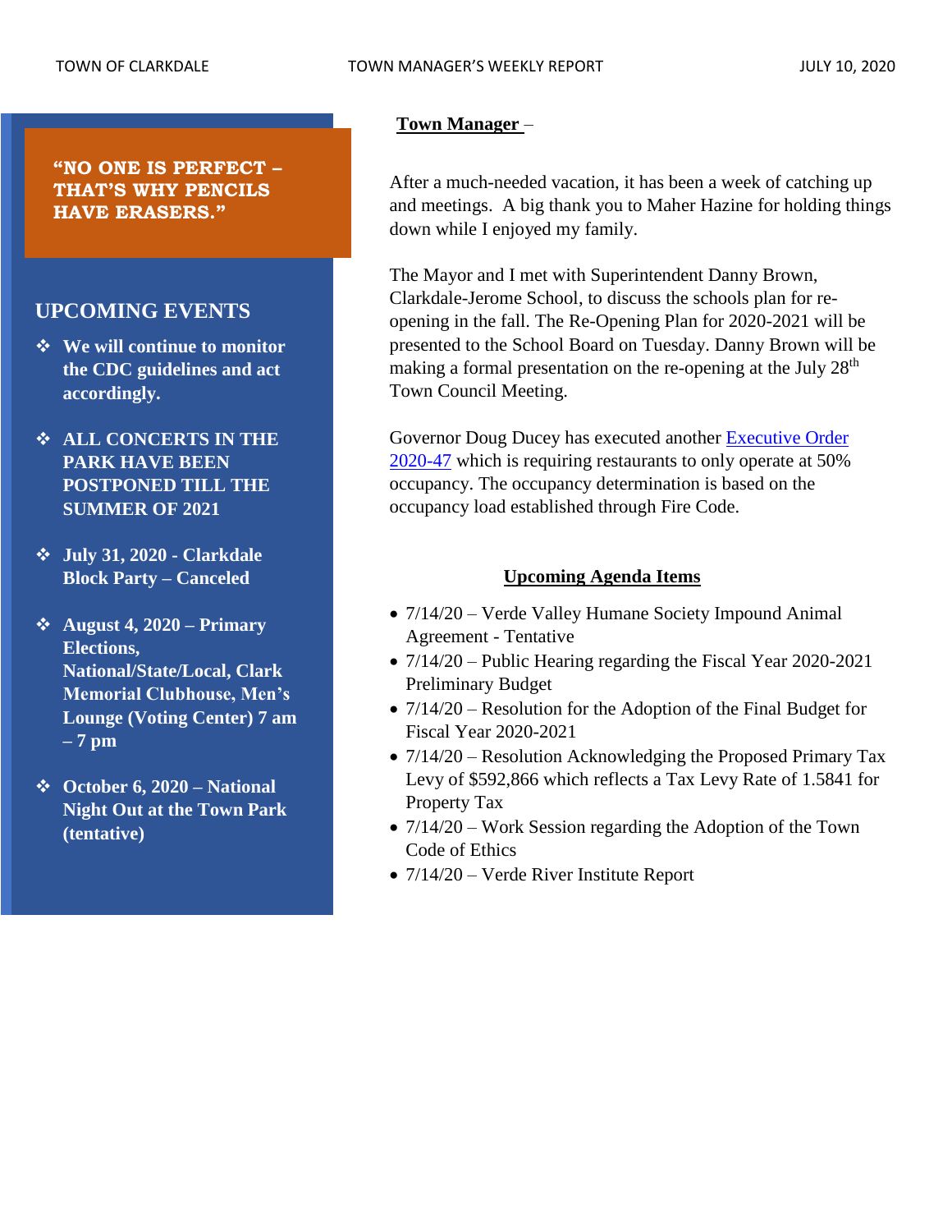**"NO ONE IS PERFECT – THAT'S WHY PENCILS HAVE ERASERS."**

## UPCOMING EVENTS

- **We will continue to monitor the CDC guidelines and act accordingly.**
- **ALL CONCERTS IN THE PARK HAVE BEEN POSTPONED TILL THE SUMMER OF 2021**
- **July 31, 2020 - Clarkdale Block Party – Canceled**
- **August 4, 2020 – Primary Elections, National/State/Local, Clark Memorial Clubhouse, Men's Lounge (Voting Center) 7 am – 7 pm**
- **October 6, 2020 – National Night Out at the Town Park (tentative)**

**Town Manager** –

After a much-needed vacation, it has been a week of catching up and meetings. A big thank you to Maher Hazine for holding things down while I enjoyed my family.

The Mayor and I met with Superintendent Danny Brown, Clarkdale-Jerome School, to discuss the schools plan for re-opening in the fall. The Re-Opening Plan for 2020-2021 will be presented to the School Board on Tuesday. Danny Brown will be making a formal presentation on the re-opening at the July 28th Town Council Meeting.

Governor Doug Ducey has executed another Executive Order 2020-47 which is requiring restaurants to only operate at 50% occupancy. The occupancy determination is based on the occupancy load established through Fire Code.

**Upcoming Agenda Items**

- 7/14/20 – Verde Valley Humane Society Impound Animal Agreement - Tentative
- 7/14/20 – Public Hearing regarding the Fiscal Year 2020-2021 Preliminary Budget
- 7/14/20 – Resolution for the Adoption of the Final Budget for Fiscal Year 2020-2021
- 7/14/20 – Resolution Acknowledging the Proposed Primary Tax Levy of $592,866 which reflects a Tax Levy Rate of 1.5841 for Property Tax
- 7/14/20 – Work Session regarding the Adoption of the Town Code of Ethics
- 7/14/20 – Verde River Institute Report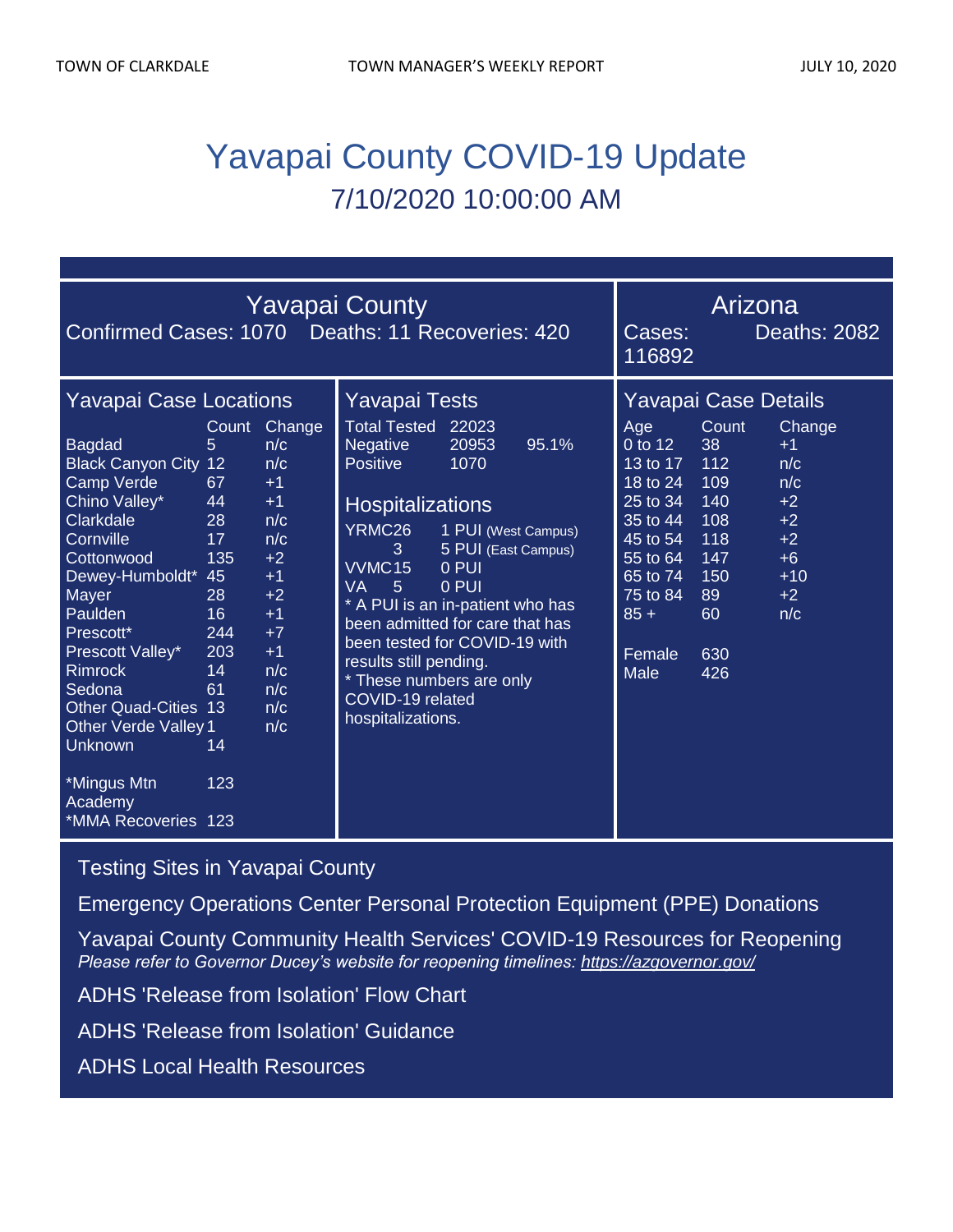# Yavapai County COVID-19 Update

7/10/2020 10:00:00 AM

## Yavapai County

Confirmed Cases: 1070 Deaths: 11 Recoveries: 420

## Arizona

Cases: 116892 Deaths: 2082

### Yavapai Case Locations

| | Count | Change |
|---|---|---|
| Bagdad | 5 | n/c |
| Black Canyon City | 12 | n/c |
| Camp Verde | 67 | +1 |
| Chino Valley* | 44 | +1 |
| Clarkdale | 28 | n/c |
| Cornville | 17 | n/c |
| Cottonwood | 135 | +2 |
| Dewey-Humboldt* | 45 | +1 |
| Mayer | 28 | +2 |
| Paulden | 16 | +1 |
| Prescott* | 244 | +7 |
| Prescott Valley* | 203 | +1 |
| Rimrock | 14 | n/c |
| Sedona | 61 | n/c |
| Other Quad-Cities | 13 | n/c |
| Other Verde Valley | 1 | n/c |
| Unknown | 14 | |
| *Mingus Mtn Academy | 123 | |
| *MMA Recoveries | 123 | |

### Yavapai Tests

| | | |
|---|---|---|
| Total Tested | 22023 | |
| Negative | 20953 | 95.1% |
| Positive | 1070 | |

### Hospitalizations

| | | |
|---|---|---|
| YRMC | 26 | 1 PUI (West Campus) |
| | 3 | 5 PUI (East Campus) |
| VVMC | 15 | 0 PUI |
| VA | 5 | 0 PUI |

* A PUI is an in-patient who has been admitted for care that has been tested for COVID-19 with results still pending.
* These numbers are only COVID-19 related hospitalizations.

### Yavapai Case Details

| Age | Count | Change |
|---|---|---|
| 0 to 12 | 38 | +1 |
| 13 to 17 | 112 | n/c |
| 18 to 24 | 109 | n/c |
| 25 to 34 | 140 | +2 |
| 35 to 44 | 108 | +2 |
| 45 to 54 | 118 | +2 |
| 55 to 64 | 147 | +6 |
| 65 to 74 | 150 | +10 |
| 75 to 84 | 89 | +2 |
| 85 + | 60 | n/c |
| Female | 630 | |
| Male | 426 | |

Testing Sites in Yavapai County

Emergency Operations Center Personal Protection Equipment (PPE) Donations

Yavapai County Community Health Services' COVID-19 Resources for Reopening

*Please refer to Governor Ducey's website for reopening timelines: https://azgovernor.gov/*

ADHS 'Release from Isolation' Flow Chart

ADHS 'Release from Isolation' Guidance

ADHS Local Health Resources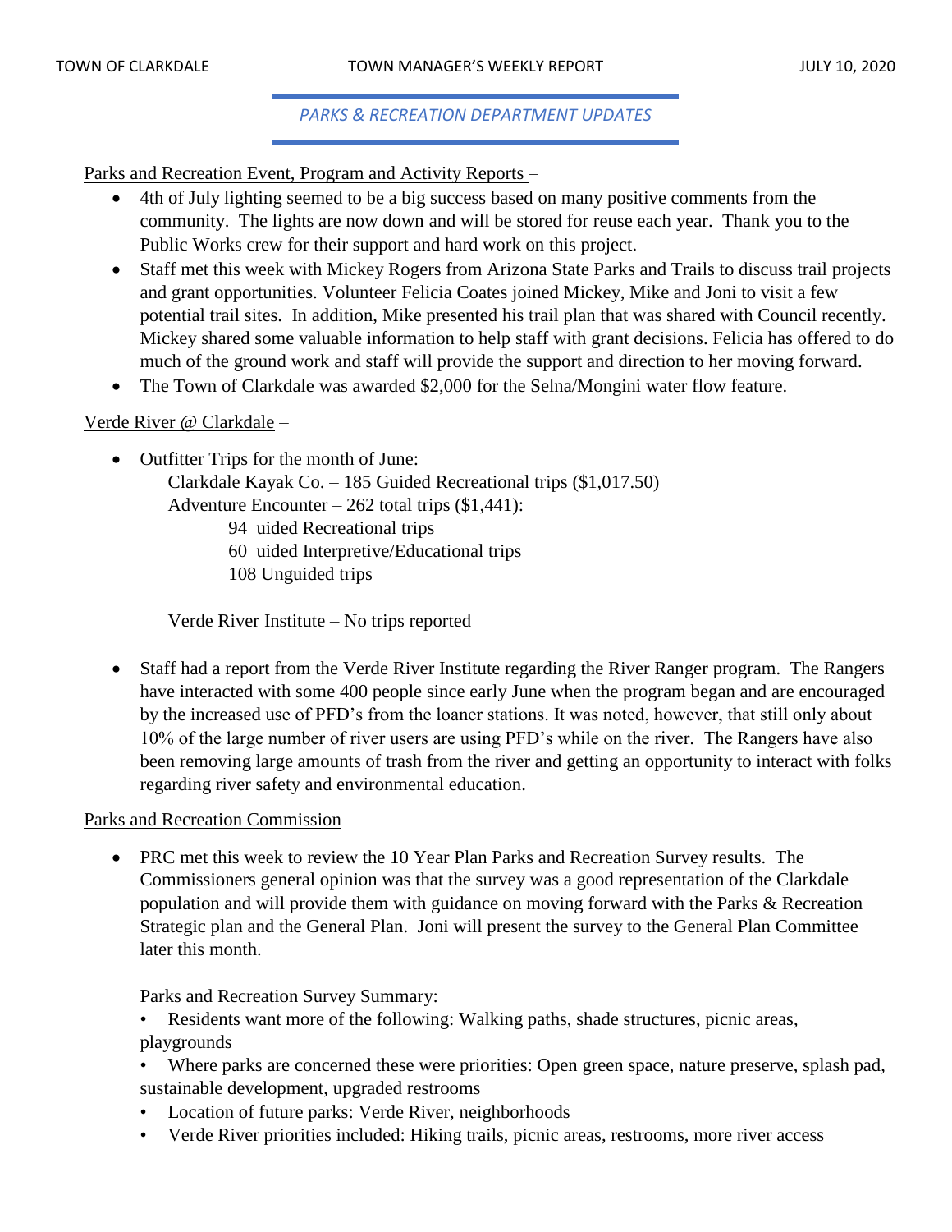## *PARKS & RECREATION DEPARTMENT UPDATES*

Parks and Recreation Event, Program and Activity Reports –

- 4th of July lighting seemed to be a big success based on many positive comments from the community. The lights are now down and will be stored for reuse each year. Thank you to the Public Works crew for their support and hard work on this project.
- Staff met this week with Mickey Rogers from Arizona State Parks and Trails to discuss trail projects and grant opportunities. Volunteer Felicia Coates joined Mickey, Mike and Joni to visit a few potential trail sites. In addition, Mike presented his trail plan that was shared with Council recently. Mickey shared some valuable information to help staff with grant decisions. Felicia has offered to do much of the ground work and staff will provide the support and direction to her moving forward.
- The Town of Clarkdale was awarded $2,000 for the Selna/Mongini water flow feature.

Verde River @ Clarkdale –

- Outfitter Trips for the month of June:

  Clarkdale Kayak Co. – 185 Guided Recreational trips ($1,017.50)

  Adventure Encounter – 262 total trips ($1,441):

  94 uided Recreational trips

  60 uided Interpretive/Educational trips

  108 Unguided trips

  Verde River Institute – No trips reported

- Staff had a report from the Verde River Institute regarding the River Ranger program. The Rangers have interacted with some 400 people since early June when the program began and are encouraged by the increased use of PFD's from the loaner stations. It was noted, however, that still only about 10% of the large number of river users are using PFD's while on the river. The Rangers have also been removing large amounts of trash from the river and getting an opportunity to interact with folks regarding river safety and environmental education.

Parks and Recreation Commission –

- PRC met this week to review the 10 Year Plan Parks and Recreation Survey results. The Commissioners general opinion was that the survey was a good representation of the Clarkdale population and will provide them with guidance on moving forward with the Parks & Recreation Strategic plan and the General Plan. Joni will present the survey to the General Plan Committee later this month.

  Parks and Recreation Survey Summary:

  - Residents want more of the following: Walking paths, shade structures, picnic areas, playgrounds
  - Where parks are concerned these were priorities: Open green space, nature preserve, splash pad, sustainable development, upgraded restrooms
  - Location of future parks: Verde River, neighborhoods
  - Verde River priorities included: Hiking trails, picnic areas, restrooms, more river access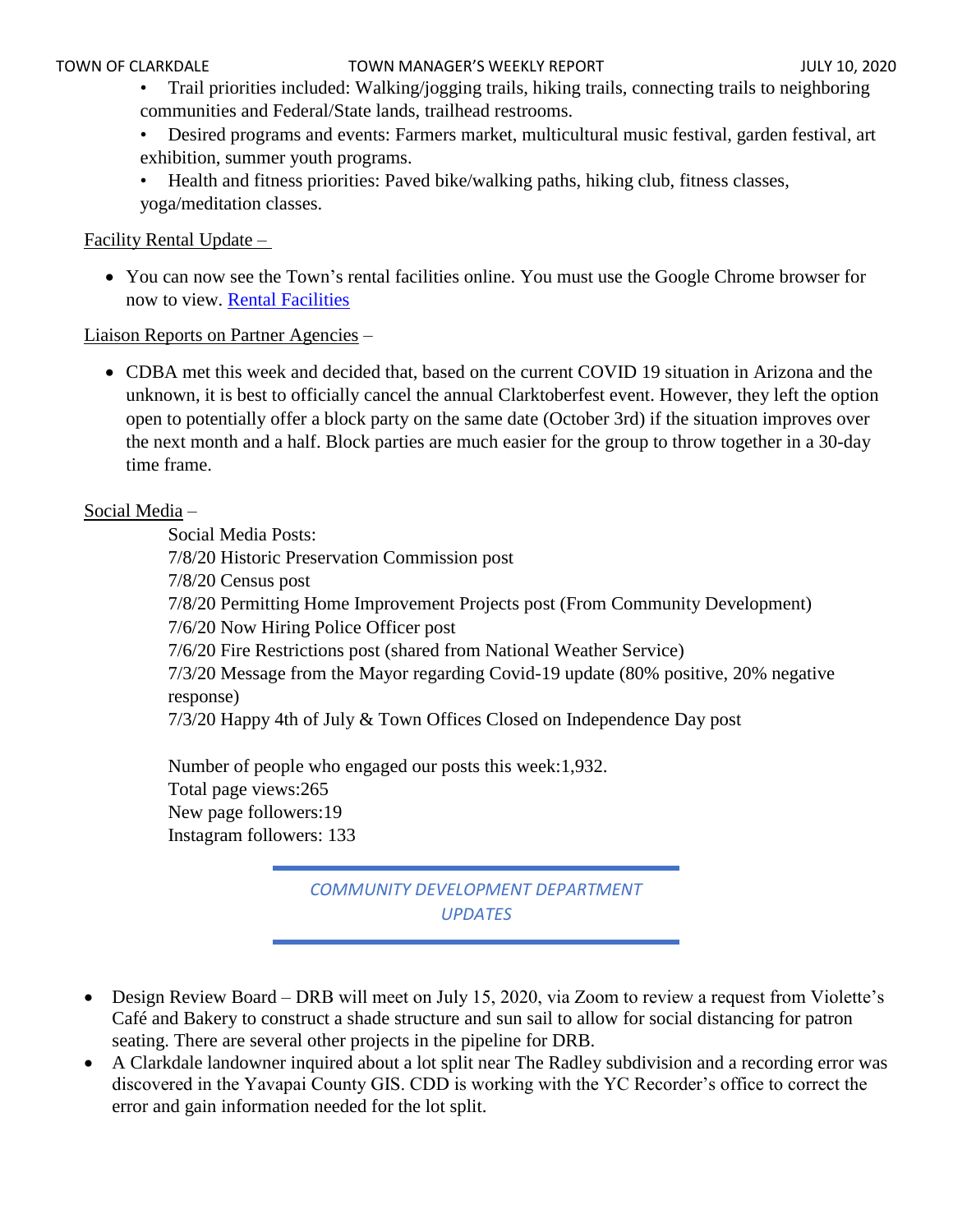- Trail priorities included: Walking/jogging trails, hiking trails, connecting trails to neighboring communities and Federal/State lands, trailhead restrooms.
- Desired programs and events: Farmers market, multicultural music festival, garden festival, art exhibition, summer youth programs.
- Health and fitness priorities: Paved bike/walking paths, hiking club, fitness classes, yoga/meditation classes.

Facility Rental Update –

- You can now see the Town's rental facilities online. You must use the Google Chrome browser for now to view. [Rental Facilities]

Liaison Reports on Partner Agencies –

- CDBA met this week and decided that, based on the current COVID 19 situation in Arizona and the unknown, it is best to officially cancel the annual Clarktoberfest event. However, they left the option open to potentially offer a block party on the same date (October 3rd) if the situation improves over the next month and a half. Block parties are much easier for the group to throw together in a 30-day time frame.

Social Media –

Social Media Posts:
7/8/20 Historic Preservation Commission post
7/8/20 Census post
7/8/20 Permitting Home Improvement Projects post (From Community Development)
7/6/20 Now Hiring Police Officer post
7/6/20 Fire Restrictions post (shared from National Weather Service)
7/3/20 Message from the Mayor regarding Covid-19 update (80% positive, 20% negative response)
7/3/20 Happy 4th of July & Town Offices Closed on Independence Day post

Number of people who engaged our posts this week:1,932.
Total page views:265
New page followers:19
Instagram followers: 133

## *COMMUNITY DEVELOPMENT DEPARTMENT UPDATES*

- Design Review Board – DRB will meet on July 15, 2020, via Zoom to review a request from Violette's Café and Bakery to construct a shade structure and sun sail to allow for social distancing for patron seating. There are several other projects in the pipeline for DRB.
- A Clarkdale landowner inquired about a lot split near The Radley subdivision and a recording error was discovered in the Yavapai County GIS. CDD is working with the YC Recorder's office to correct the error and gain information needed for the lot split.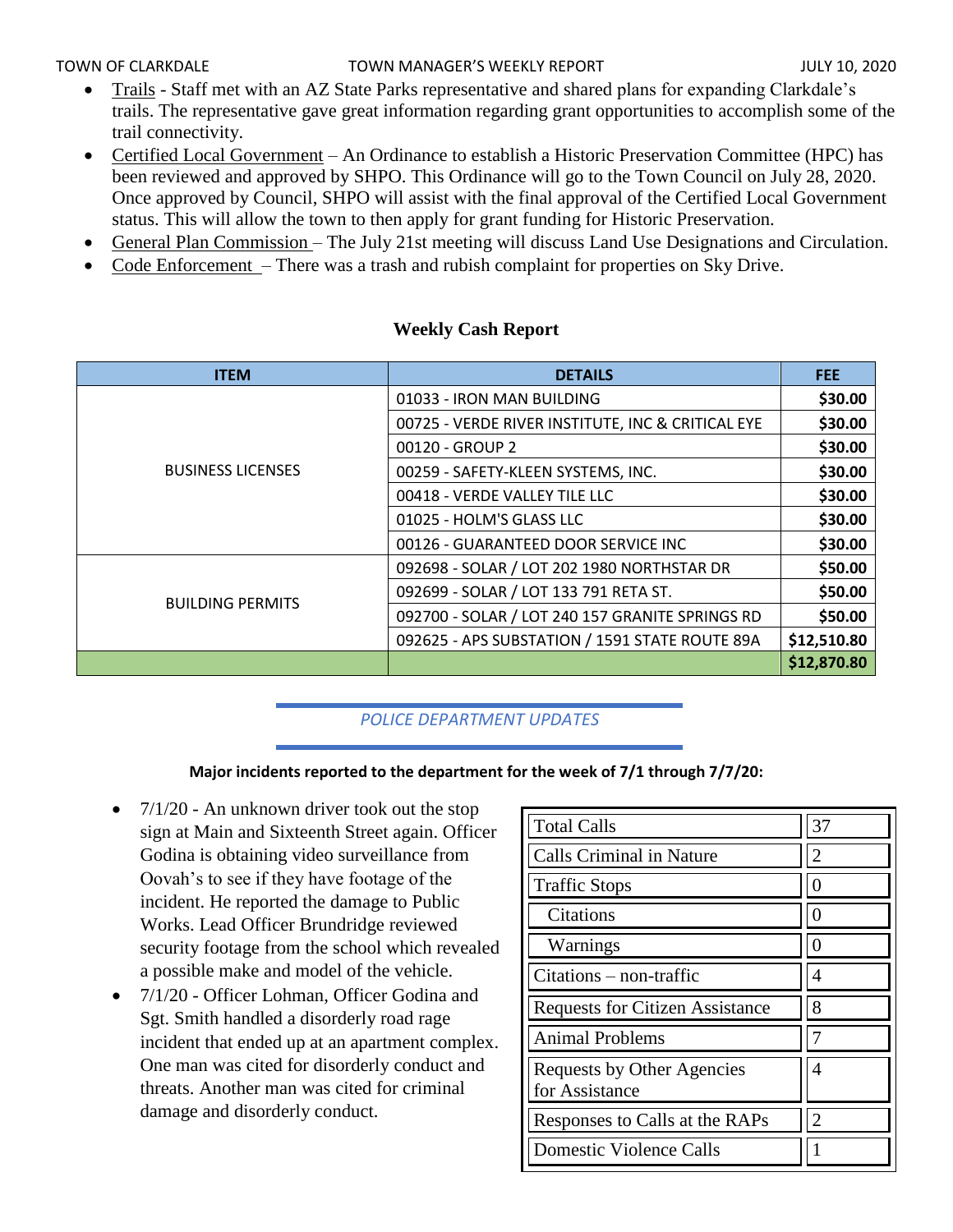- Trails - Staff met with an AZ State Parks representative and shared plans for expanding Clarkdale's trails. The representative gave great information regarding grant opportunities to accomplish some of the trail connectivity.
- Certified Local Government – An Ordinance to establish a Historic Preservation Committee (HPC) has been reviewed and approved by SHPO. This Ordinance will go to the Town Council on July 28, 2020. Once approved by Council, SHPO will assist with the final approval of the Certified Local Government status. This will allow the town to then apply for grant funding for Historic Preservation.
- General Plan Commission – The July 21st meeting will discuss Land Use Designations and Circulation.
- Code Enforcement – There was a trash and rubish complaint for properties on Sky Drive.

**Weekly Cash Report**

| ITEM | DETAILS | FEE |
|---|---|---|
| BUSINESS LICENSES | 01033 - IRON MAN BUILDING | $30.00 |
| | 00725 - VERDE RIVER INSTITUTE, INC & CRITICAL EYE | $30.00 |
| | 00120 - GROUP 2 | $30.00 |
| | 00259 - SAFETY-KLEEN SYSTEMS, INC. | $30.00 |
| | 00418 - VERDE VALLEY TILE LLC | $30.00 |
| | 01025 - HOLM'S GLASS LLC | $30.00 |
| | 00126 - GUARANTEED DOOR SERVICE INC | $30.00 |
| BUILDING PERMITS | 092698 - SOLAR / LOT 202 1980 NORTHSTAR DR | $50.00 |
| | 092699 - SOLAR / LOT 133 791 RETA ST. | $50.00 |
| | 092700 - SOLAR / LOT 240 157 GRANITE SPRINGS RD | $50.00 |
| | 092625 - APS SUBSTATION / 1591 STATE ROUTE 89A | $12,510.80 |
| | | **$12,870.80** |

## *POLICE DEPARTMENT UPDATES*

**Major incidents reported to the department for the week of 7/1 through 7/7/20:**

- 7/1/20 - An unknown driver took out the stop sign at Main and Sixteenth Street again. Officer Godina is obtaining video surveillance from Oovah's to see if they have footage of the incident. He reported the damage to Public Works. Lead Officer Brundridge reviewed security footage from the school which revealed a possible make and model of the vehicle.
- 7/1/20 - Officer Lohman, Officer Godina and Sgt. Smith handled a disorderly road rage incident that ended up at an apartment complex. One man was cited for disorderly conduct and threats. Another man was cited for criminal damage and disorderly conduct.

| | |
|---|---|
| Total Calls | 37 |
| Calls Criminal in Nature | 2 |
| Traffic Stops | 0 |
| Citations | 0 |
| Warnings | 0 |
| Citations – non-traffic | 4 |
| Requests for Citizen Assistance | 8 |
| Animal Problems | 7 |
| Requests by Other Agencies for Assistance | 4 |
| Responses to Calls at the RAPs | 2 |
| Domestic Violence Calls | 1 |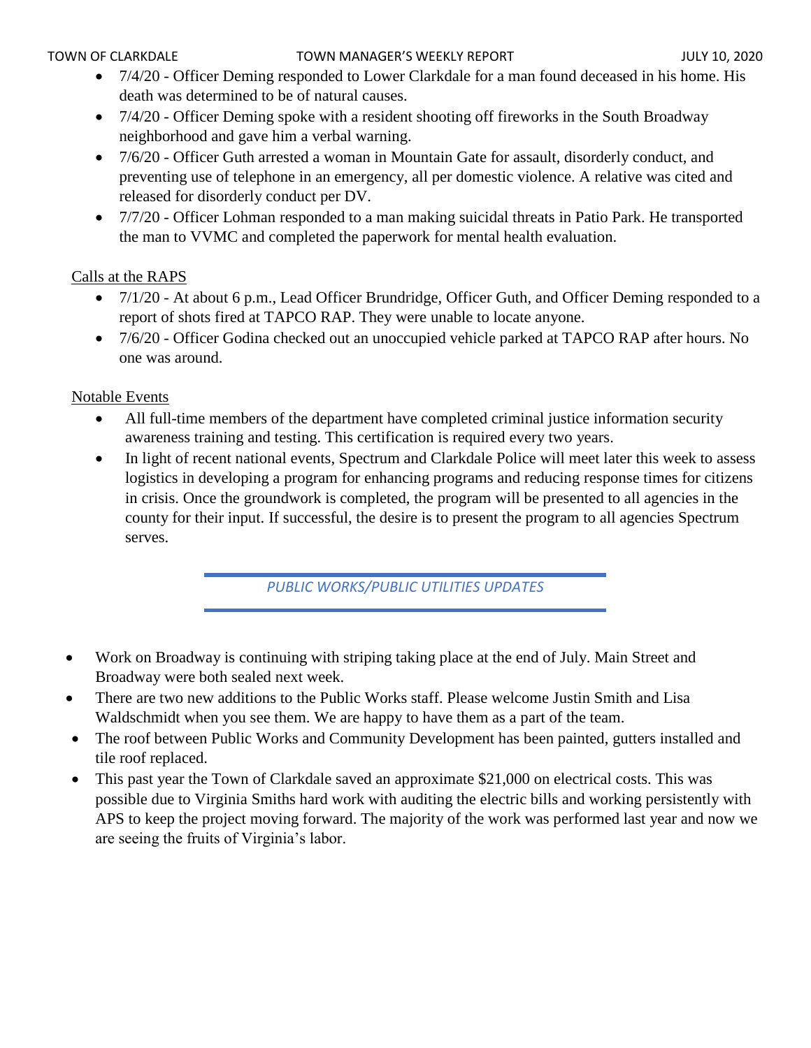- 7/4/20 - Officer Deming responded to Lower Clarkdale for a man found deceased in his home. His death was determined to be of natural causes.
- 7/4/20 - Officer Deming spoke with a resident shooting off fireworks in the South Broadway neighborhood and gave him a verbal warning.
- 7/6/20 - Officer Guth arrested a woman in Mountain Gate for assault, disorderly conduct, and preventing use of telephone in an emergency, all per domestic violence. A relative was cited and released for disorderly conduct per DV.
- 7/7/20 - Officer Lohman responded to a man making suicidal threats in Patio Park. He transported the man to VVMC and completed the paperwork for mental health evaluation.

Calls at the RAPS

- 7/1/20 - At about 6 p.m., Lead Officer Brundridge, Officer Guth, and Officer Deming responded to a report of shots fired at TAPCO RAP. They were unable to locate anyone.
- 7/6/20 - Officer Godina checked out an unoccupied vehicle parked at TAPCO RAP after hours. No one was around.

Notable Events

- All full-time members of the department have completed criminal justice information security awareness training and testing. This certification is required every two years.
- In light of recent national events, Spectrum and Clarkdale Police will meet later this week to assess logistics in developing a program for enhancing programs and reducing response times for citizens in crisis. Once the groundwork is completed, the program will be presented to all agencies in the county for their input. If successful, the desire is to present the program to all agencies Spectrum serves.

## *PUBLIC WORKS/PUBLIC UTILITIES UPDATES*

- Work on Broadway is continuing with striping taking place at the end of July. Main Street and Broadway were both sealed next week.
- There are two new additions to the Public Works staff. Please welcome Justin Smith and Lisa Waldschmidt when you see them. We are happy to have them as a part of the team.
- The roof between Public Works and Community Development has been painted, gutters installed and tile roof replaced.
- This past year the Town of Clarkdale saved an approximate $21,000 on electrical costs. This was possible due to Virginia Smiths hard work with auditing the electric bills and working persistently with APS to keep the project moving forward. The majority of the work was performed last year and now we are seeing the fruits of Virginia's labor.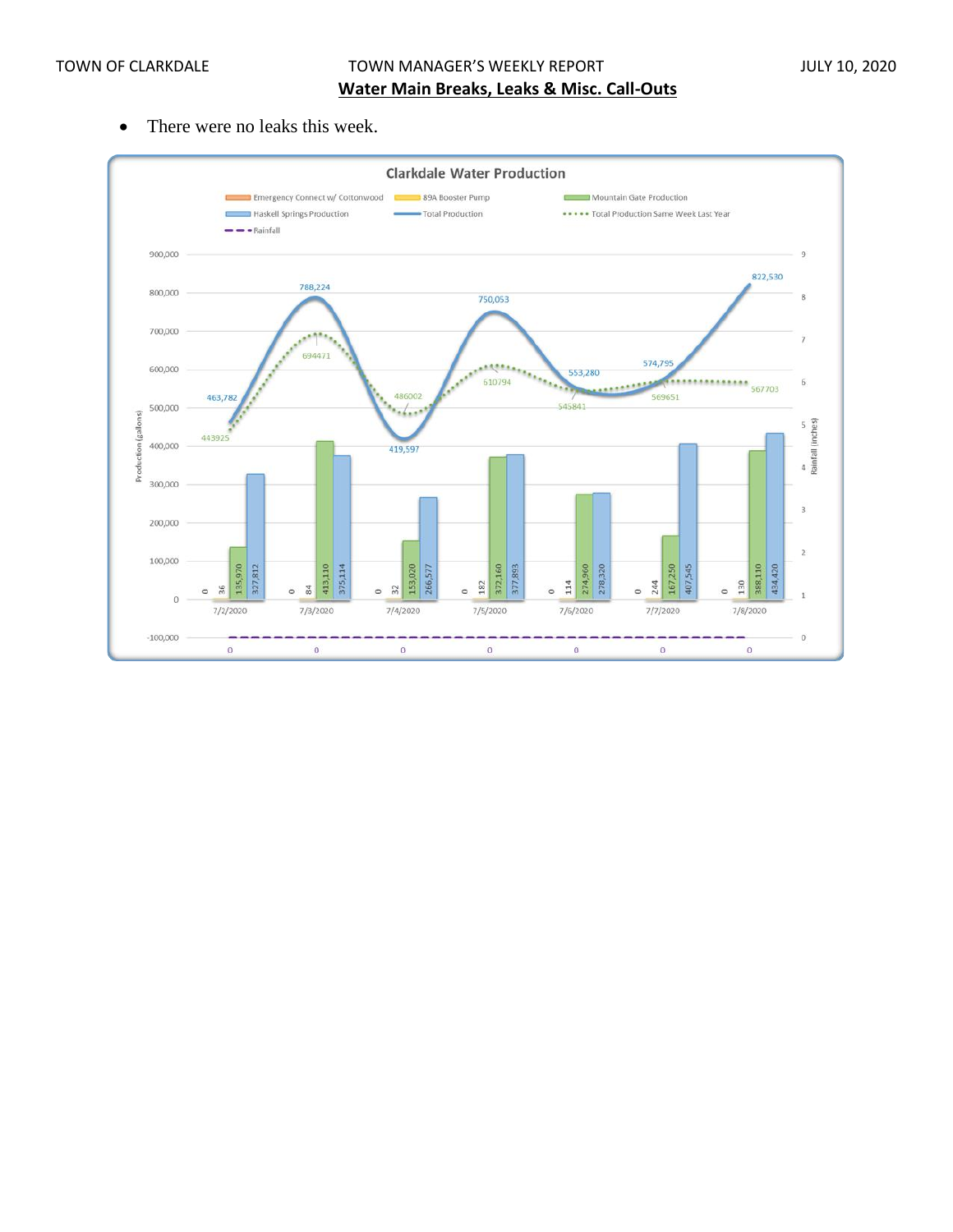## Water Main Breaks, Leaks & Misc. Call-Outs

- There were no leaks this week.

Clarkdale Water Production

Emergency Connect w/ Cottonwood
89A Booster Pump
Mountain Gate Production
Haskell Springs Production
Total Production
Total Production Same Week Last Year
Rainfall

Production (gallons)
900,000
800,000
700,000
600,000
500,000
400,000
300,000
200,000
100,000
0
-100,000

Rainfall (inches)
9
8
7
6
5
4
3
2
1
0

463,782
788,224
419,597
750,053
553,280
574,795
822,530

443925
694471
486002
610794
545841
569651
567703

7/2/2020: 0, 36, 135,970, 327,812
7/3/2020: 0, 84, 413,110, 375,114
7/4/2020: 0, 32, 153,020, 266,577
7/5/2020: 0, 182, 372,160, 377,893
7/6/2020: 0, 114, 274,960, 278,320
7/7/2020: 0, 244, 167,250, 407,545
7/8/2020: 0, 130, 388,110, 434,420

0
0
0
0
0
0
0